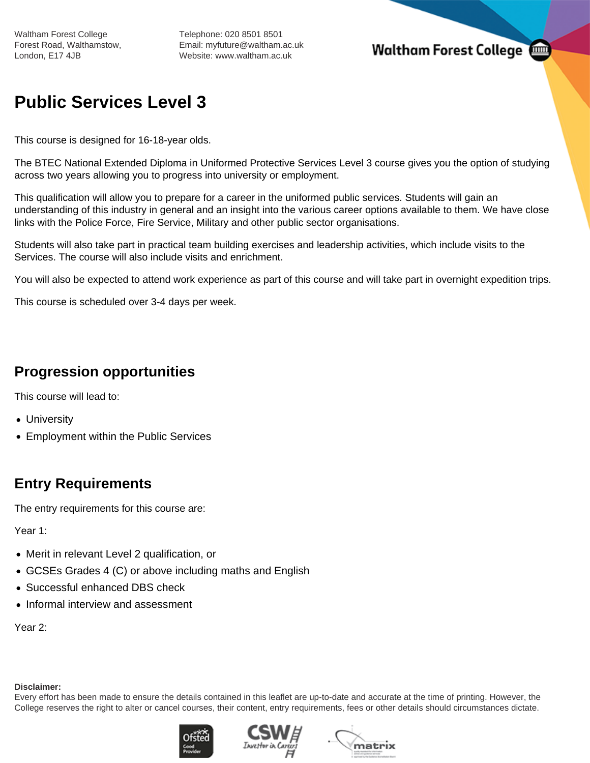Waltham Forest College
Forest Road, Walthamstow,
London, E17 4JB

Telephone: 020 8501 8501
Email: myfuture@waltham.ac.uk
Website: www.waltham.ac.uk

# Public Services Level 3

This course is designed for 16-18-year olds.

The BTEC National Extended Diploma in Uniformed Protective Services Level 3 course gives you the option of studying across two years allowing you to progress into university or employment.

This qualification will allow you to prepare for a career in the uniformed public services. Students will gain an understanding of this industry in general and an insight into the various career options available to them. We have close links with the Police Force, Fire Service, Military and other public sector organisations.

Students will also take part in practical team building exercises and leadership activities, which include visits to the Services. The course will also include visits and enrichment.

You will also be expected to attend work experience as part of this course and will take part in overnight expedition trips.

This course is scheduled over 3-4 days per week.

## Progression opportunities

This course will lead to:

- University
- Employment within the Public Services

## Entry Requirements

The entry requirements for this course are:

Year 1:

- Merit in relevant Level 2 qualification, or
- GCSEs Grades 4 (C) or above including maths and English
- Successful enhanced DBS check
- Informal interview and assessment

Year 2:

**Disclaimer:**
Every effort has been made to ensure the details contained in this leaflet are up-to-date and accurate at the time of printing. However, the College reserves the right to alter or cancel courses, their content, entry requirements, fees or other details should circumstances dictate.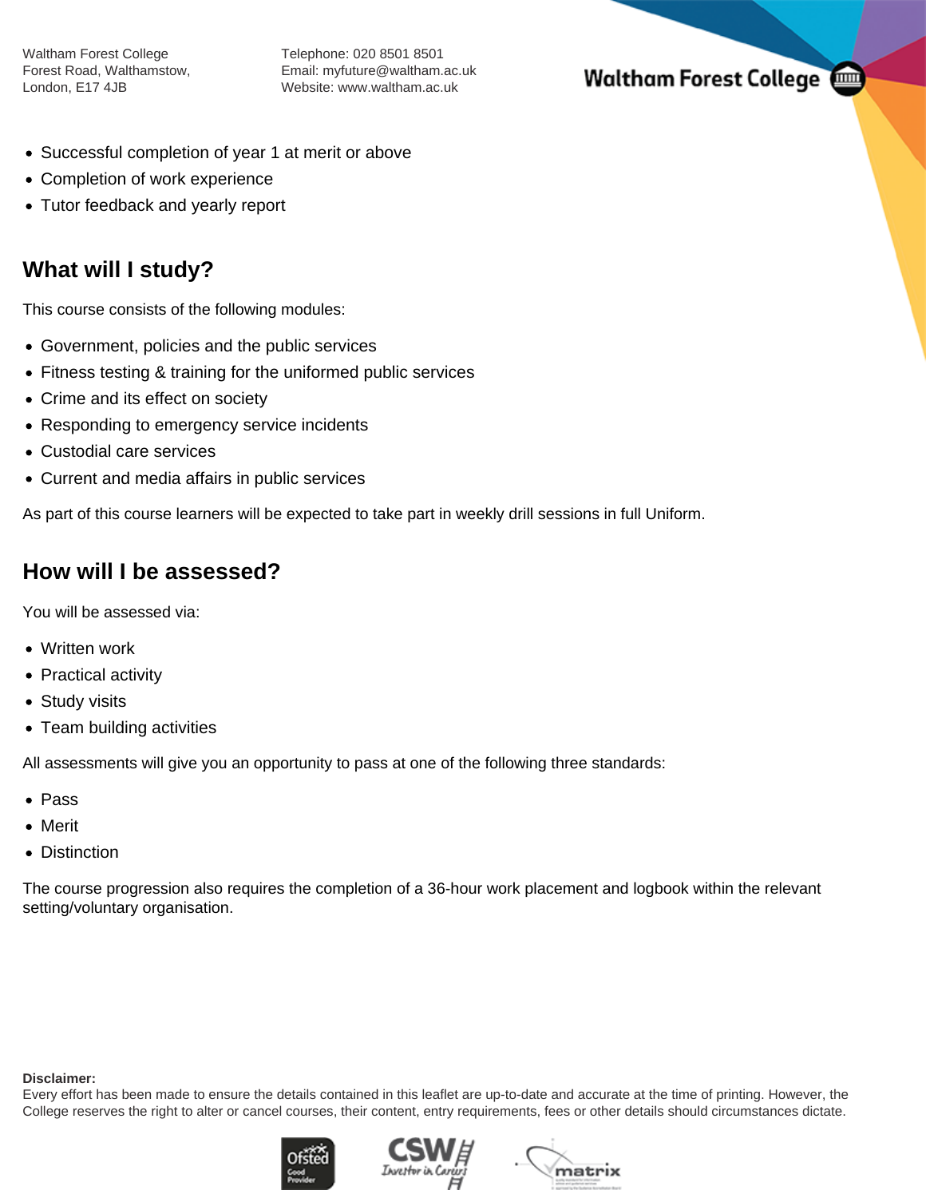- Successful completion of year 1 at merit or above
- Completion of work experience
- Tutor feedback and yearly report

## What will I study?

This course consists of the following modules:

- Government, policies and the public services
- Fitness testing & training for the uniformed public services
- Crime and its effect on society
- Responding to emergency service incidents
- Custodial care services
- Current and media affairs in public services

As part of this course learners will be expected to take part in weekly drill sessions in full Uniform.

## How will I be assessed?

You will be assessed via:

- Written work
- Practical activity
- Study visits
- Team building activities

All assessments will give you an opportunity to pass at one of the following three standards:

- Pass
- Merit
- Distinction

The course progression also requires the completion of a 36-hour work placement and logbook within the relevant setting/voluntary organisation.

**Disclaimer:**
Every effort has been made to ensure the details contained in this leaflet are up-to-date and accurate at the time of printing. However, the College reserves the right to alter or cancel courses, their content, entry requirements, fees or other details should circumstances dictate.